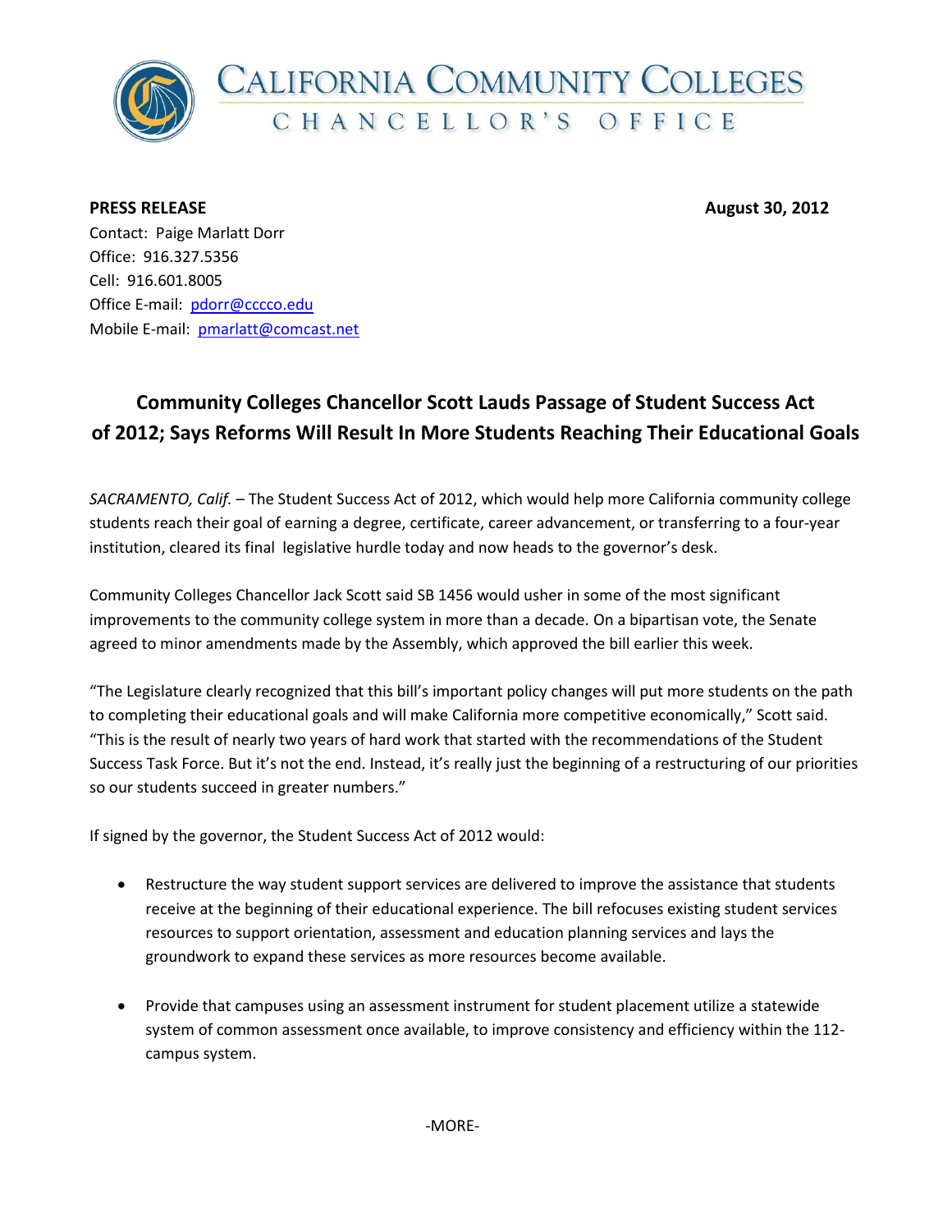# California Community Colleges Chancellor's Office

**PRESS RELEASE** **August 30, 2012**

Contact: Paige Marlatt Dorr
Office: 916.327.5356
Cell: 916.601.8005
Office E-mail: pdorr@cccco.edu
Mobile E-mail: pmarlatt@comcast.net

## Community Colleges Chancellor Scott Lauds Passage of Student Success Act of 2012; Says Reforms Will Result In More Students Reaching Their Educational Goals

*SACRAMENTO, Calif.* – The Student Success Act of 2012, which would help more California community college students reach their goal of earning a degree, certificate, career advancement, or transferring to a four-year institution, cleared its final legislative hurdle today and now heads to the governor's desk.

Community Colleges Chancellor Jack Scott said SB 1456 would usher in some of the most significant improvements to the community college system in more than a decade. On a bipartisan vote, the Senate agreed to minor amendments made by the Assembly, which approved the bill earlier this week.

"The Legislature clearly recognized that this bill's important policy changes will put more students on the path to completing their educational goals and will make California more competitive economically," Scott said. "This is the result of nearly two years of hard work that started with the recommendations of the Student Success Task Force. But it's not the end. Instead, it's really just the beginning of a restructuring of our priorities so our students succeed in greater numbers."

If signed by the governor, the Student Success Act of 2012 would:

- Restructure the way student support services are delivered to improve the assistance that students receive at the beginning of their educational experience. The bill refocuses existing student services resources to support orientation, assessment and education planning services and lays the groundwork to expand these services as more resources become available.

- Provide that campuses using an assessment instrument for student placement utilize a statewide system of common assessment once available, to improve consistency and efficiency within the 112-campus system.

-MORE-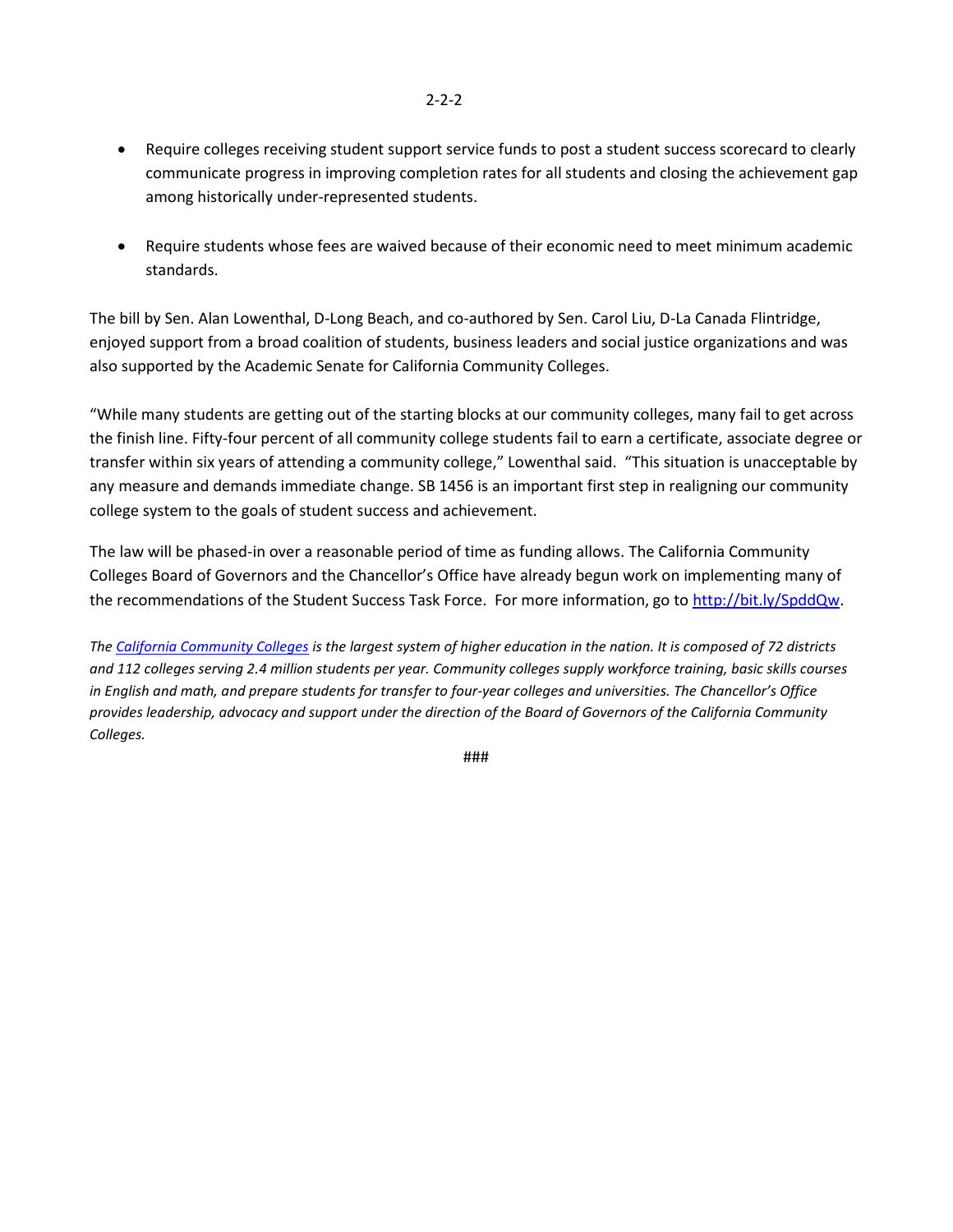- Require colleges receiving student support service funds to post a student success scorecard to clearly communicate progress in improving completion rates for all students and closing the achievement gap among historically under-represented students.

- Require students whose fees are waived because of their economic need to meet minimum academic standards.

The bill by Sen. Alan Lowenthal, D-Long Beach, and co-authored by Sen. Carol Liu, D-La Canada Flintridge, enjoyed support from a broad coalition of students, business leaders and social justice organizations and was also supported by the Academic Senate for California Community Colleges.

"While many students are getting out of the starting blocks at our community colleges, many fail to get across the finish line. Fifty-four percent of all community college students fail to earn a certificate, associate degree or transfer within six years of attending a community college," Lowenthal said. "This situation is unacceptable by any measure and demands immediate change. SB 1456 is an important first step in realigning our community college system to the goals of student success and achievement.

The law will be phased-in over a reasonable period of time as funding allows. The California Community Colleges Board of Governors and the Chancellor's Office have already begun work on implementing many of the recommendations of the Student Success Task Force. For more information, go to http://bit.ly/SpddQw.

*The California Community Colleges is the largest system of higher education in the nation. It is composed of 72 districts and 112 colleges serving 2.4 million students per year. Community colleges supply workforce training, basic skills courses in English and math, and prepare students for transfer to four-year colleges and universities. The Chancellor's Office provides leadership, advocacy and support under the direction of the Board of Governors of the California Community Colleges.*

###